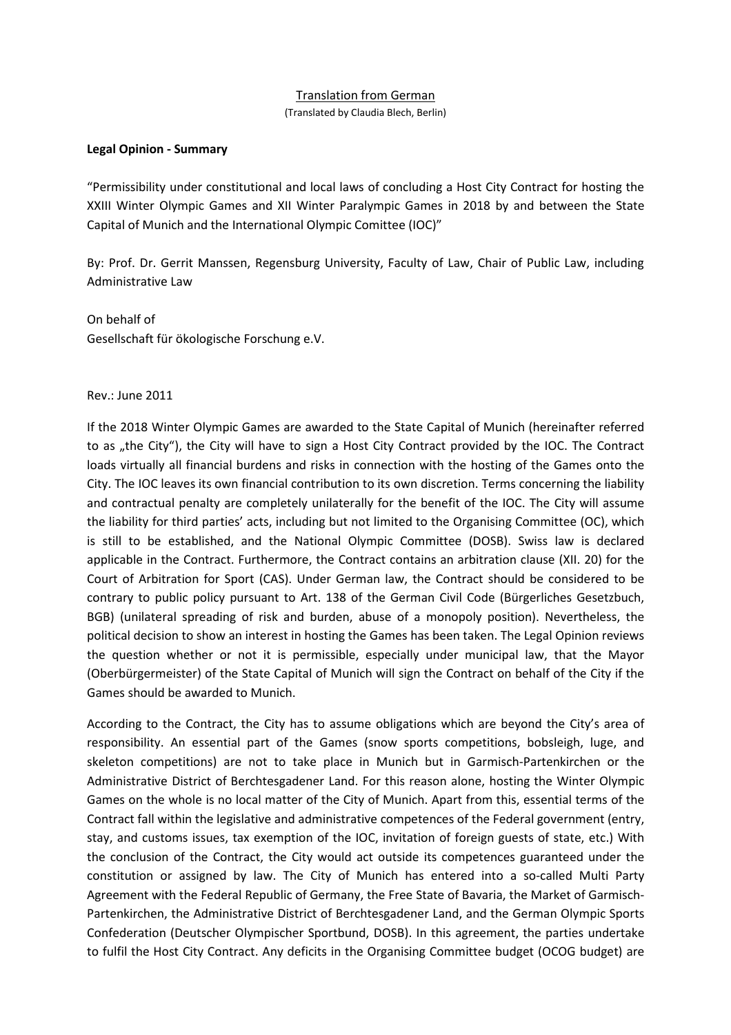Translation from German
(Translated by Claudia Blech, Berlin)

**Legal Opinion - Summary**

"Permissibility under constitutional and local laws of concluding a Host City Contract for hosting the XXIII Winter Olympic Games and XII Winter Paralympic Games in 2018 by and between the State Capital of Munich and the International Olympic Comittee (IOC)"

By: Prof. Dr. Gerrit Manssen, Regensburg University, Faculty of Law, Chair of Public Law, including Administrative Law

On behalf of
Gesellschaft für ökologische Forschung e.V.

Rev.: June 2011

If the 2018 Winter Olympic Games are awarded to the State Capital of Munich (hereinafter referred to as „the City"), the City will have to sign a Host City Contract provided by the IOC. The Contract loads virtually all financial burdens and risks in connection with the hosting of the Games onto the City. The IOC leaves its own financial contribution to its own discretion. Terms concerning the liability and contractual penalty are completely unilaterally for the benefit of the IOC. The City will assume the liability for third parties' acts, including but not limited to the Organising Committee (OC), which is still to be established, and the National Olympic Committee (DOSB). Swiss law is declared applicable in the Contract. Furthermore, the Contract contains an arbitration clause (XII. 20) for the Court of Arbitration for Sport (CAS). Under German law, the Contract should be considered to be contrary to public policy pursuant to Art. 138 of the German Civil Code (Bürgerliches Gesetzbuch, BGB) (unilateral spreading of risk and burden, abuse of a monopoly position). Nevertheless, the political decision to show an interest in hosting the Games has been taken. The Legal Opinion reviews the question whether or not it is permissible, especially under municipal law, that the Mayor (Oberbürgermeister) of the State Capital of Munich will sign the Contract on behalf of the City if the Games should be awarded to Munich.

According to the Contract, the City has to assume obligations which are beyond the City's area of responsibility. An essential part of the Games (snow sports competitions, bobsleigh, luge, and skeleton competitions) are not to take place in Munich but in Garmisch-Partenkirchen or the Administrative District of Berchtesgadener Land. For this reason alone, hosting the Winter Olympic Games on the whole is no local matter of the City of Munich. Apart from this, essential terms of the Contract fall within the legislative and administrative competences of the Federal government (entry, stay, and customs issues, tax exemption of the IOC, invitation of foreign guests of state, etc.) With the conclusion of the Contract, the City would act outside its competences guaranteed under the constitution or assigned by law. The City of Munich has entered into a so-called Multi Party Agreement with the Federal Republic of Germany, the Free State of Bavaria, the Market of Garmisch-Partenkirchen, the Administrative District of Berchtesgadener Land, and the German Olympic Sports Confederation (Deutscher Olympischer Sportbund, DOSB). In this agreement, the parties undertake to fulfil the Host City Contract. Any deficits in the Organising Committee budget (OCOG budget) are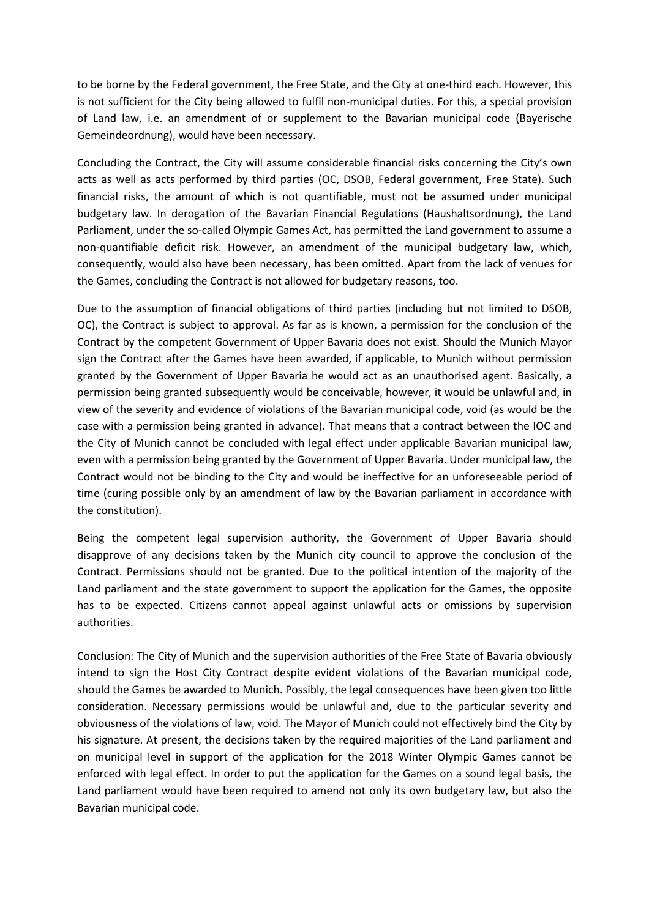to be borne by the Federal government, the Free State, and the City at one-third each. However, this is not sufficient for the City being allowed to fulfil non-municipal duties. For this, a special provision of Land law, i.e. an amendment of or supplement to the Bavarian municipal code (Bayerische Gemeindeordnung), would have been necessary.

Concluding the Contract, the City will assume considerable financial risks concerning the City's own acts as well as acts performed by third parties (OC, DSOB, Federal government, Free State). Such financial risks, the amount of which is not quantifiable, must not be assumed under municipal budgetary law. In derogation of the Bavarian Financial Regulations (Haushaltsordnung), the Land Parliament, under the so-called Olympic Games Act, has permitted the Land government to assume a non-quantifiable deficit risk. However, an amendment of the municipal budgetary law, which, consequently, would also have been necessary, has been omitted. Apart from the lack of venues for the Games, concluding the Contract is not allowed for budgetary reasons, too.

Due to the assumption of financial obligations of third parties (including but not limited to DSOB, OC), the Contract is subject to approval. As far as is known, a permission for the conclusion of the Contract by the competent Government of Upper Bavaria does not exist. Should the Munich Mayor sign the Contract after the Games have been awarded, if applicable, to Munich without permission granted by the Government of Upper Bavaria he would act as an unauthorised agent. Basically, a permission being granted subsequently would be conceivable, however, it would be unlawful and, in view of the severity and evidence of violations of the Bavarian municipal code, void (as would be the case with a permission being granted in advance). That means that a contract between the IOC and the City of Munich cannot be concluded with legal effect under applicable Bavarian municipal law, even with a permission being granted by the Government of Upper Bavaria. Under municipal law, the Contract would not be binding to the City and would be ineffective for an unforeseeable period of time (curing possible only by an amendment of law by the Bavarian parliament in accordance with the constitution).

Being the competent legal supervision authority, the Government of Upper Bavaria should disapprove of any decisions taken by the Munich city council to approve the conclusion of the Contract. Permissions should not be granted. Due to the political intention of the majority of the Land parliament and the state government to support the application for the Games, the opposite has to be expected. Citizens cannot appeal against unlawful acts or omissions by supervision authorities.

Conclusion: The City of Munich and the supervision authorities of the Free State of Bavaria obviously intend to sign the Host City Contract despite evident violations of the Bavarian municipal code, should the Games be awarded to Munich. Possibly, the legal consequences have been given too little consideration. Necessary permissions would be unlawful and, due to the particular severity and obviousness of the violations of law, void. The Mayor of Munich could not effectively bind the City by his signature. At present, the decisions taken by the required majorities of the Land parliament and on municipal level in support of the application for the 2018 Winter Olympic Games cannot be enforced with legal effect. In order to put the application for the Games on a sound legal basis, the Land parliament would have been required to amend not only its own budgetary law, but also the Bavarian municipal code.